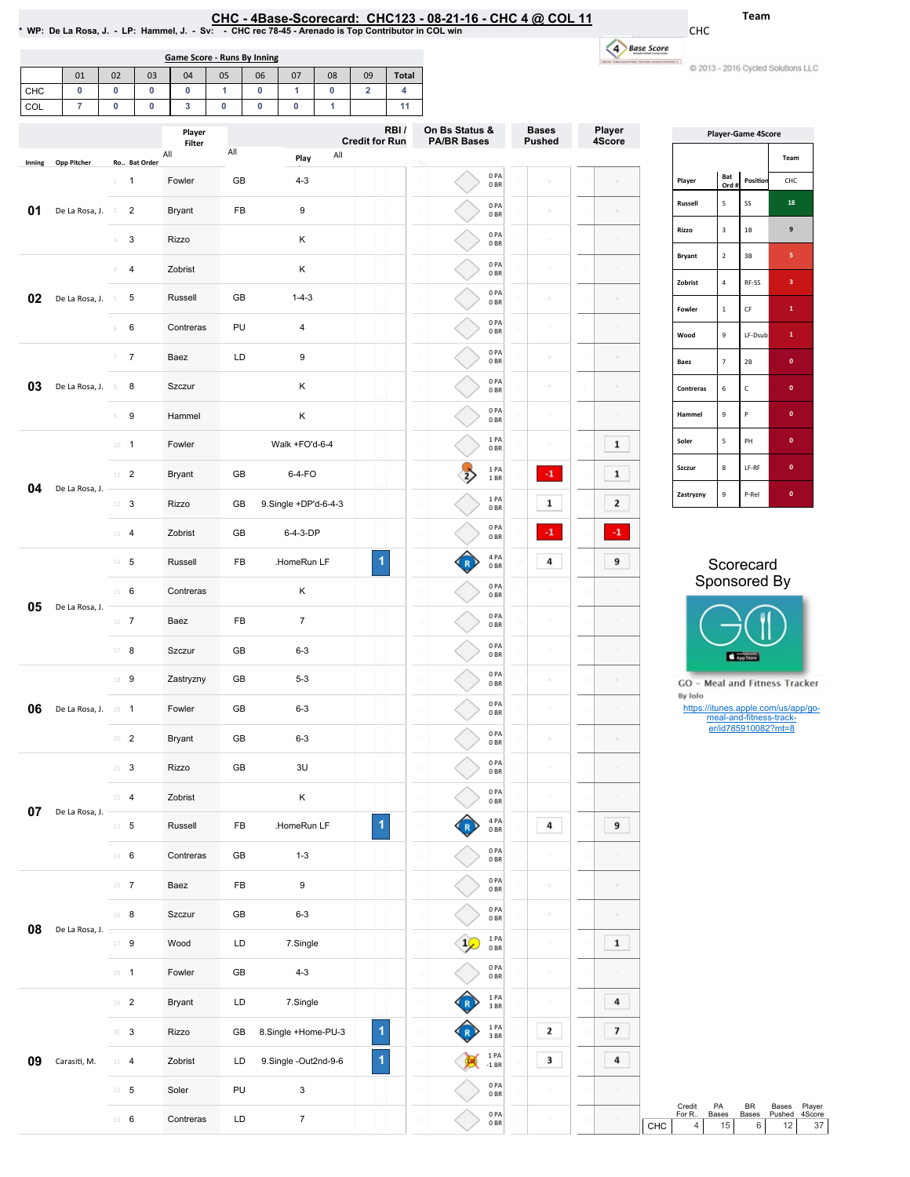# CHC - 4Base-Scorecard: CHC123 - 08-21-16 - CHC 4 @ COL 11

* WP: De La Rosa, J. - LP: Hammel, J. - Sv: - CHC rec 78-45 - Arenado is Top Contributor in COL win

Team: CHC

© 2013 - 2016 Cycled Solutions LLC

## Game Score - Runs By Inning

| | 01 | 02 | 03 | 04 | 05 | 06 | 07 | 08 | 09 | Total |
|---|---|---|---|---|---|---|---|---|---|---|
| CHC | 0 | 0 | 0 | 0 | 1 | 0 | 1 | 0 | 2 | 4 |
| COL | 7 | 0 | 0 | 3 | 0 | 0 | 0 | 1 | | 11 |

| Inning | Opp Pitcher | Ro.. | Bat Order | Player | | Play | RBI / Credit for Run | On Bs Status & PA/BR Bases | Bases Pushed | Player 4Score |
|---|---|---|---|---|---|---|---|---|---|---|
| 01 | De La Rosa, J. | 1 | 1 | Fowler | GB | 4-3 | | 0 PA 0 BR | | |
| | | 2 | 2 | Bryant | FB | 9 | | 0 PA 0 BR | | |
| | | 3 | 3 | Rizzo | | K | | 0 PA 0 BR | | |
| 02 | De La Rosa, J. | 4 | 4 | Zobrist | | K | | 0 PA 0 BR | | |
| | | 5 | 5 | Russell | GB | 1-4-3 | | 0 PA 0 BR | | |
| | | 6 | 6 | Contreras | PU | 4 | | 0 PA 0 BR | | |
| 03 | De La Rosa, J. | 7 | 7 | Baez | LD | 9 | | 0 PA 0 BR | | |
| | | 8 | 8 | Szczur | | K | | 0 PA 0 BR | | |
| | | 9 | 9 | Hammel | | K | | 0 PA 0 BR | | |
| 04 | De La Rosa, J. | 10 | 1 | Fowler | | Walk +FO'd-6-4 | | 1 PA 0 BR | | 1 |
| | | 11 | 2 | Bryant | GB | 6-4-FO | | 1 PA 1 BR | -1 | 1 |
| | | 12 | 3 | Rizzo | GB | 9.Single +DP'd-6-4-3 | | 1 PA 0 BR | 1 | 2 |
| | | 13 | 4 | Zobrist | GB | 6-4-3-DP | | 0 PA 0 BR | -1 | -1 |
| 05 | De La Rosa, J. | 14 | 5 | Russell | FB | .HomeRun LF | 1 | 4 PA 0 BR | 4 | 9 |
| | | 15 | 6 | Contreras | | K | | 0 PA 0 BR | | |
| | | 16 | 7 | Baez | FB | 7 | | 0 PA 0 BR | | |
| | | 17 | 8 | Szczur | GB | 6-3 | | 0 PA 0 BR | | |
| 06 | De La Rosa, J. | 18 | 9 | Zastryzny | GB | 5-3 | | 0 PA 0 BR | | |
| | | 19 | 1 | Fowler | GB | 6-3 | | 0 PA 0 BR | | |
| | | 20 | 2 | Bryant | GB | 6-3 | | 0 PA 0 BR | | |
| 07 | De La Rosa, J. | 21 | 3 | Rizzo | GB | 3U | | 0 PA 0 BR | | |
| | | 22 | 4 | Zobrist | | K | | 0 PA 0 BR | | |
| | | 23 | 5 | Russell | FB | .HomeRun LF | 1 | 4 PA 0 BR | 4 | 9 |
| | | 24 | 6 | Contreras | GB | 1-3 | | 0 PA 0 BR | | |
| 08 | De La Rosa, J. | 25 | 7 | Baez | FB | 9 | | 0 PA 0 BR | | |
| | | 26 | 8 | Szczur | GB | 6-3 | | 0 PA 0 BR | | |
| | | 27 | 9 | Wood | LD | 7.Single | | 1 PA 0 BR | | 1 |
| | | 28 | 1 | Fowler | GB | 4-3 | | 0 PA 0 BR | | |
| 09 | Carasiti, M. | 29 | 2 | Bryant | LD | 7.Single | | 1 PA 3 BR | | 4 |
| | | 30 | 3 | Rizzo | GB | 8.Single +Home-PU-3 | 1 | 1 PA 3 BR | 2 | 7 |
| | | 31 | 4 | Zobrist | LD | 9.Single -Out2nd-9-6 | 1 | 1 PA -1 BR | 3 | 4 |
| | | 32 | 5 | Soler | PU | 3 | | 0 PA 0 BR | | |
| | | 33 | 6 | Contreras | LD | 7 | | 0 PA 0 BR | | |

| | Credit For R.. | PA Bases | BR Bases | Bases Pushed | Player 4Score |
|---|---|---|---|---|---|
| CHC | 4 | 15 | 6 | 12 | 37 |

## Player-Game 4Score

| Player | Bat Ord # | Position | CHC |
|---|---|---|---|
| Russell | 5 | SS | 18 |
| Rizzo | 3 | 1B | 9 |
| Bryant | 2 | 3B | 5 |
| Zobrist | 4 | RF-SS | 3 |
| Fowler | 1 | CF | 1 |
| Wood | 9 | LF-Dsub | 1 |
| Baez | 7 | 2B | 0 |
| Contreras | 6 | C | 0 |
| Hammel | 9 | P | 0 |
| Soler | 5 | PH | 0 |
| Szczur | 8 | LF-RF | 0 |
| Zastryzny | 9 | P-Rel | 0 |

Scorecard Sponsored By

GO - Meal and Fitness Tracker
By Iolo
https://itunes.apple.com/us/app/go-meal-and-fitness-track-er/id785910082?mt=8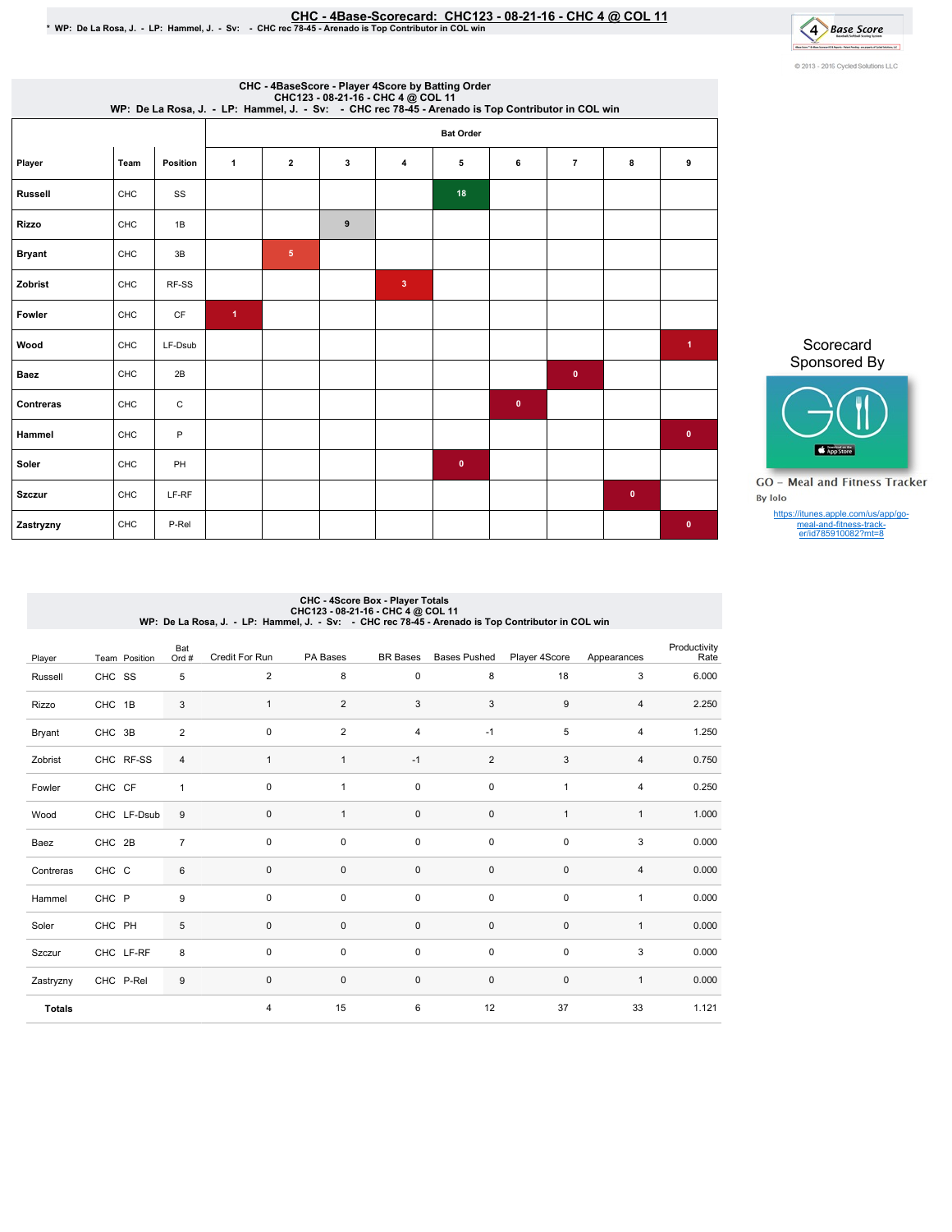# CHC - 4Base-Scorecard: CHC123 - 08-21-16 - CHC 4 @ COL 11

\* WP: De La Rosa, J. - LP: Hammel, J. - Sv: - CHC rec 78-45 - Arenado is Top Contributor in COL win

© 2013 - 2016 Cycled Solutions LLC

## CHC - 4BaseScore - Player 4Score by Batting Order

CHC123 - 08-21-16 - CHC 4 @ COL 11
WP: De La Rosa, J. - LP: Hammel, J. - Sv: - CHC rec 78-45 - Arenado is Top Contributor in COL win

| Player | Team | Position | Bat Order | | | | | | | | |
|---|---|---|---|---|---|---|---|---|---|---|---|
| | | | 1 | 2 | 3 | 4 | 5 | 6 | 7 | 8 | 9 |
| Russell | CHC | SS | | | | | 18 | | | | |
| Rizzo | CHC | 1B | | | 9 | | | | | | |
| Bryant | CHC | 3B | | 5 | | | | | | | |
| Zobrist | CHC | RF-SS | | | | 3 | | | | | |
| Fowler | CHC | CF | 1 | | | | | | | | |
| Wood | CHC | LF-Dsub | | | | | | | | | 1 |
| Baez | CHC | 2B | | | | | | | 0 | | |
| Contreras | CHC | C | | | | | | 0 | | | |
| Hammel | CHC | P | | | | | | | | | 0 |
| Soler | CHC | PH | | | | | 0 | | | | |
| Szczur | CHC | LF-RF | | | | | | | | 0 | |
| Zastryzny | CHC | P-Rel | | | | | | | | | 0 |

Scorecard Sponsored By

GO - Meal and Fitness Tracker
By Iolo

https://itunes.apple.com/us/app/go-meal-and-fitness-track-er/id785910082?mt=8

## CHC - 4Score Box - Player Totals

CHC123 - 08-21-16 - CHC 4 @ COL 11
WP: De La Rosa, J. - LP: Hammel, J. - Sv: - CHC rec 78-45 - Arenado is Top Contributor in COL win

| Player | Team | Position | Bat Ord # | Credit For Run | PA Bases | BR Bases | Bases Pushed | Player 4Score | Appearances | Productivity Rate |
|---|---|---|---|---|---|---|---|---|---|---|
| Russell | CHC | SS | 5 | 2 | 8 | 0 | 8 | 18 | 3 | 6.000 |
| Rizzo | CHC | 1B | 3 | 1 | 2 | 3 | 3 | 9 | 4 | 2.250 |
| Bryant | CHC | 3B | 2 | 0 | 2 | 4 | -1 | 5 | 4 | 1.250 |
| Zobrist | CHC | RF-SS | 4 | 1 | 1 | -1 | 2 | 3 | 4 | 0.750 |
| Fowler | CHC | CF | 1 | 0 | 1 | 0 | 0 | 1 | 4 | 0.250 |
| Wood | CHC | LF-Dsub | 9 | 0 | 1 | 0 | 0 | 1 | 1 | 1.000 |
| Baez | CHC | 2B | 7 | 0 | 0 | 0 | 0 | 0 | 3 | 0.000 |
| Contreras | CHC | C | 6 | 0 | 0 | 0 | 0 | 0 | 4 | 0.000 |
| Hammel | CHC | P | 9 | 0 | 0 | 0 | 0 | 0 | 1 | 0.000 |
| Soler | CHC | PH | 5 | 0 | 0 | 0 | 0 | 0 | 1 | 0.000 |
| Szczur | CHC | LF-RF | 8 | 0 | 0 | 0 | 0 | 0 | 3 | 0.000 |
| Zastryzny | CHC | P-Rel | 9 | 0 | 0 | 0 | 0 | 0 | 1 | 0.000 |
| **Totals** | | | | 4 | 15 | 6 | 12 | 37 | 33 | 1.121 |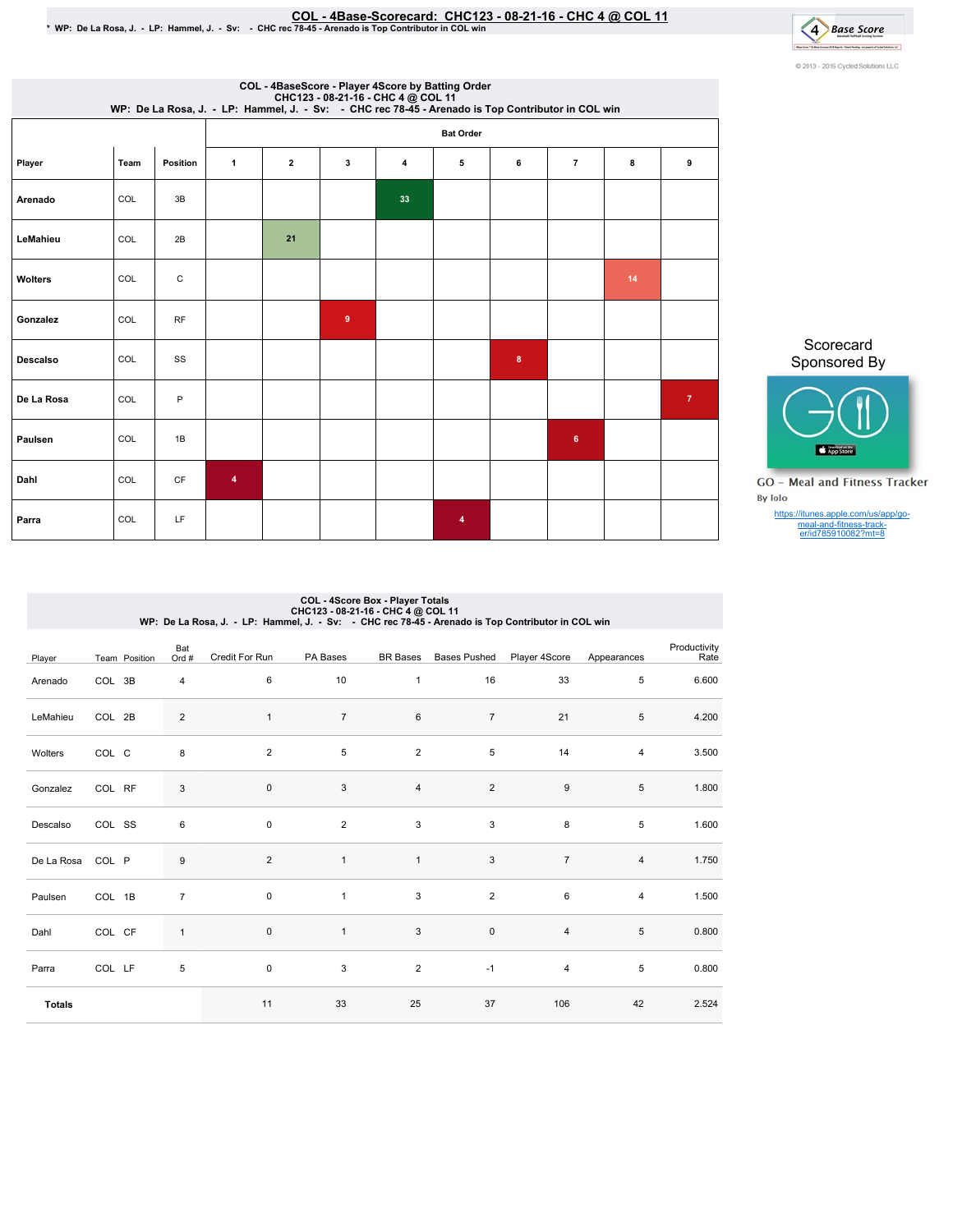# COL - 4Base-Scorecard: CHC123 - 08-21-16 - CHC 4 @ COL 11

\* WP: De La Rosa, J. - LP: Hammel, J. - Sv: - CHC rec 78-45 - Arenado is Top Contributor in COL win

© 2013 - 2016 Cycled Solutions LLC

## COL - 4BaseScore - Player 4Score by Batting Order
CHC123 - 08-21-16 - CHC 4 @ COL 11
WP: De La Rosa, J. - LP: Hammel, J. - Sv: - CHC rec 78-45 - Arenado is Top Contributor in COL win

| | | | Bat Order | | | | | | | | |
|---|---|---|---|---|---|---|---|---|---|---|---|
| Player | Team | Position | 1 | 2 | 3 | 4 | 5 | 6 | 7 | 8 | 9 |
| Arenado | COL | 3B | | | | 33 | | | | | |
| LeMahieu | COL | 2B | | 21 | | | | | | | |
| Wolters | COL | C | | | | | | | | 14 | |
| Gonzalez | COL | RF | | | 9 | | | | | | |
| Descalso | COL | SS | | | | | | 8 | | | |
| De La Rosa | COL | P | | | | | | | | | 7 |
| Paulsen | COL | 1B | | | | | | | 6 | | |
| Dahl | COL | CF | 4 | | | | | | | | |
| Parra | COL | LF | | | | | 4 | | | | |

Scorecard Sponsored By

GO - Meal and Fitness Tracker
By Iolo
https://itunes.apple.com/us/app/go-meal-and-fitness-track-er/id785910082?mt=8

## COL - 4Score Box - Player Totals
CHC123 - 08-21-16 - CHC 4 @ COL 11
WP: De La Rosa, J. - LP: Hammel, J. - Sv: - CHC rec 78-45 - Arenado is Top Contributor in COL win

| Player | Team | Position | Bat Ord # | Credit For Run | PA Bases | BR Bases | Bases Pushed | Player 4Score | Appearances | Productivity Rate |
|---|---|---|---|---|---|---|---|---|---|---|
| Arenado | COL | 3B | 4 | 6 | 10 | 1 | 16 | 33 | 5 | 6.600 |
| LeMahieu | COL | 2B | 2 | 1 | 7 | 6 | 7 | 21 | 5 | 4.200 |
| Wolters | COL | C | 8 | 2 | 5 | 2 | 5 | 14 | 4 | 3.500 |
| Gonzalez | COL | RF | 3 | 0 | 3 | 4 | 2 | 9 | 5 | 1.800 |
| Descalso | COL | SS | 6 | 0 | 2 | 3 | 3 | 8 | 5 | 1.600 |
| De La Rosa | COL | P | 9 | 2 | 1 | 1 | 3 | 7 | 4 | 1.750 |
| Paulsen | COL | 1B | 7 | 0 | 1 | 3 | 2 | 6 | 4 | 1.500 |
| Dahl | COL | CF | 1 | 0 | 1 | 3 | 0 | 4 | 5 | 0.800 |
| Parra | COL | LF | 5 | 0 | 3 | 2 | -1 | 4 | 5 | 0.800 |
| **Totals** | | | | 11 | 33 | 25 | 37 | 106 | 42 | 2.524 |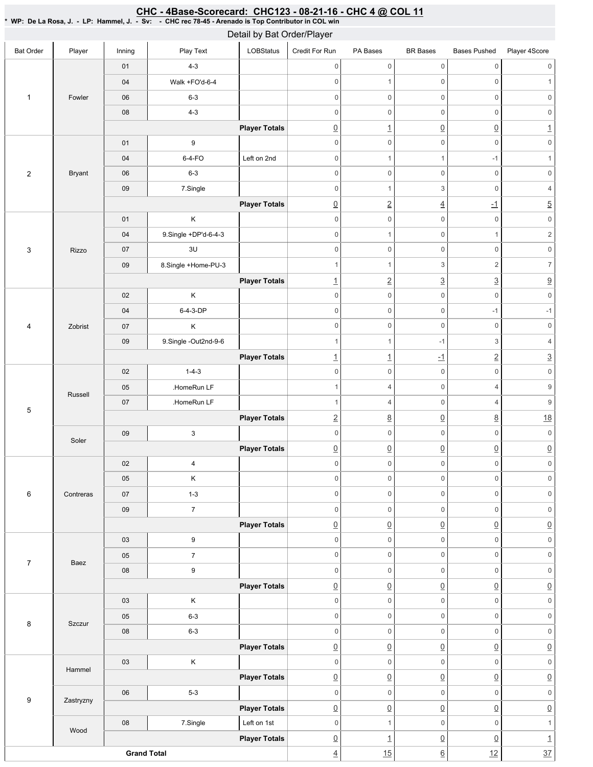# CHC - 4Base-Scorecard: CHC123 - 08-21-16 - CHC 4 @ COL 11

**\* WP: De La Rosa, J. - LP: Hammel, J. - Sv: - CHC rec 78-45 - Arenado is Top Contributor in COL win**

## Detail by Bat Order/Player

| Bat Order | Player | Inning | Play Text | LOBStatus | Credit For Run | PA Bases | BR Bases | Bases Pushed | Player 4Score |
|---|---|---|---|---|---|---|---|---|---|
| 1 | Fowler | 01 | 4-3 | | 0 | 0 | 0 | 0 | 0 |
| | | 04 | Walk +FO'd-6-4 | | 0 | 1 | 0 | 0 | 1 |
| | | 06 | 6-3 | | 0 | 0 | 0 | 0 | 0 |
| | | 08 | 4-3 | | 0 | 0 | 0 | 0 | 0 |
| | | | | **Player Totals** | 0 | 1 | 0 | 0 | 1 |
| 2 | Bryant | 01 | 9 | | 0 | 0 | 0 | 0 | 0 |
| | | 04 | 6-4-FO | Left on 2nd | 0 | 1 | 1 | -1 | 1 |
| | | 06 | 6-3 | | 0 | 0 | 0 | 0 | 0 |
| | | 09 | 7.Single | | 0 | 1 | 3 | 0 | 4 |
| | | | | **Player Totals** | 0 | 2 | 4 | -1 | 5 |
| 3 | Rizzo | 01 | K | | 0 | 0 | 0 | 0 | 0 |
| | | 04 | 9.Single +DP'd-6-4-3 | | 0 | 1 | 0 | 1 | 2 |
| | | 07 | 3U | | 0 | 0 | 0 | 0 | 0 |
| | | 09 | 8.Single +Home-PU-3 | | 1 | 1 | 3 | 2 | 7 |
| | | | | **Player Totals** | 1 | 2 | 3 | 3 | 9 |
| 4 | Zobrist | 02 | K | | 0 | 0 | 0 | 0 | 0 |
| | | 04 | 6-4-3-DP | | 0 | 0 | 0 | -1 | -1 |
| | | 07 | K | | 0 | 0 | 0 | 0 | 0 |
| | | 09 | 9.Single -Out2nd-9-6 | | 1 | 1 | -1 | 3 | 4 |
| | | | | **Player Totals** | 1 | 1 | -1 | 2 | 3 |
| 5 | Russell | 02 | 1-4-3 | | 0 | 0 | 0 | 0 | 0 |
| | | 05 | .HomeRun LF | | 1 | 4 | 0 | 4 | 9 |
| | | 07 | .HomeRun LF | | 1 | 4 | 0 | 4 | 9 |
| | | | | **Player Totals** | 2 | 8 | 0 | 8 | 18 |
| | Soler | 09 | 3 | | 0 | 0 | 0 | 0 | 0 |
| | | | | **Player Totals** | 0 | 0 | 0 | 0 | 0 |
| 6 | Contreras | 02 | 4 | | 0 | 0 | 0 | 0 | 0 |
| | | 05 | K | | 0 | 0 | 0 | 0 | 0 |
| | | 07 | 1-3 | | 0 | 0 | 0 | 0 | 0 |
| | | 09 | 7 | | 0 | 0 | 0 | 0 | 0 |
| | | | | **Player Totals** | 0 | 0 | 0 | 0 | 0 |
| 7 | Baez | 03 | 9 | | 0 | 0 | 0 | 0 | 0 |
| | | 05 | 7 | | 0 | 0 | 0 | 0 | 0 |
| | | 08 | 9 | | 0 | 0 | 0 | 0 | 0 |
| | | | | **Player Totals** | 0 | 0 | 0 | 0 | 0 |
| 8 | Szczur | 03 | K | | 0 | 0 | 0 | 0 | 0 |
| | | 05 | 6-3 | | 0 | 0 | 0 | 0 | 0 |
| | | 08 | 6-3 | | 0 | 0 | 0 | 0 | 0 |
| | | | | **Player Totals** | 0 | 0 | 0 | 0 | 0 |
| 9 | Hammel | 03 | K | | 0 | 0 | 0 | 0 | 0 |
| | | | | **Player Totals** | 0 | 0 | 0 | 0 | 0 |
| | Zastryzny | 06 | 5-3 | | 0 | 0 | 0 | 0 | 0 |
| | | | | **Player Totals** | 0 | 0 | 0 | 0 | 0 |
| | Wood | 08 | 7.Single | Left on 1st | 0 | 1 | 0 | 0 | 1 |
| | | | | **Player Totals** | 0 | 1 | 0 | 0 | 1 |
| **Grand Total** | | | | | 4 | 15 | 6 | 12 | 37 |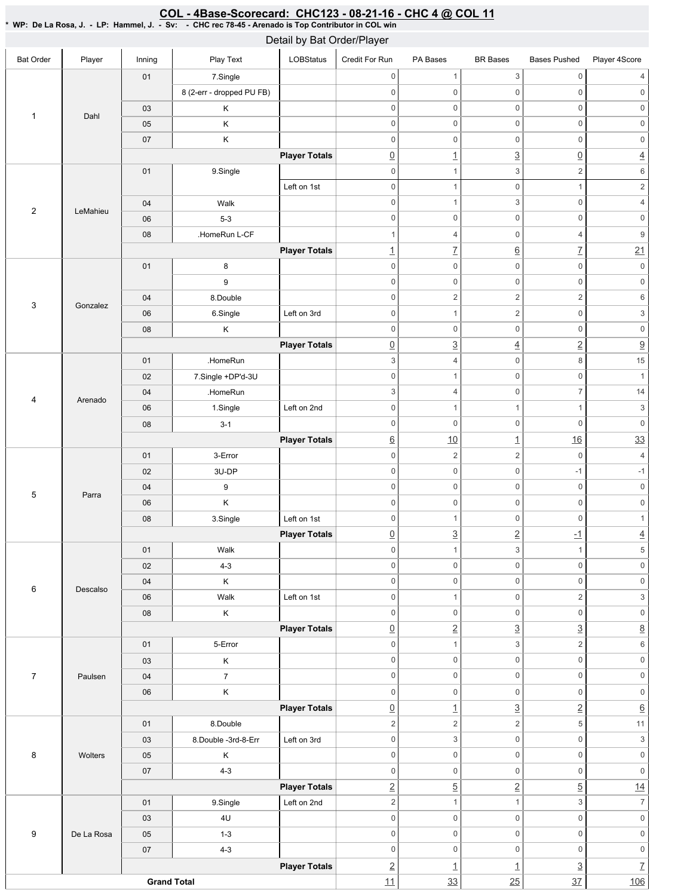## COL - 4Base-Scorecard: CHC123 - 08-21-16 - CHC 4 @ COL 11

\* WP: De La Rosa, J. - LP: Hammel, J. - Sv: - CHC rec 78-45 - Arenado is Top Contributor in COL win

### Detail by Bat Order/Player

| Bat Order | Player | Inning | Play Text | LOBStatus | Credit For Run | PA Bases | BR Bases | Bases Pushed | Player 4Score |
|---|---|---|---|---|---|---|---|---|---|
| 1 | Dahl | 01 | 7.Single | | 0 | 1 | 3 | 0 | 4 |
| | | | 8 (2-err - dropped PU FB) | | 0 | 0 | 0 | 0 | 0 |
| | | 03 | K | | 0 | 0 | 0 | 0 | 0 |
| | | 05 | K | | 0 | 0 | 0 | 0 | 0 |
| | | 07 | K | | 0 | 0 | 0 | 0 | 0 |
| | | | | **Player Totals** | 0 | 1 | 3 | 0 | 4 |
| 2 | LeMahieu | 01 | 9.Single | | 0 | 1 | 3 | 2 | 6 |
| | | | | Left on 1st | 0 | 1 | 0 | 1 | 2 |
| | | 04 | Walk | | 0 | 1 | 3 | 0 | 4 |
| | | 06 | 5-3 | | 0 | 0 | 0 | 0 | 0 |
| | | 08 | .HomeRun L-CF | | 1 | 4 | 0 | 4 | 9 |
| | | | | **Player Totals** | 1 | 7 | 6 | 7 | 21 |
| 3 | Gonzalez | 01 | 8 | | 0 | 0 | 0 | 0 | 0 |
| | | | 9 | | 0 | 0 | 0 | 0 | 0 |
| | | 04 | 8.Double | | 0 | 2 | 2 | 2 | 6 |
| | | 06 | 6.Single | Left on 3rd | 0 | 1 | 2 | 0 | 3 |
| | | 08 | K | | 0 | 0 | 0 | 0 | 0 |
| | | | | **Player Totals** | 0 | 3 | 4 | 2 | 9 |
| 4 | Arenado | 01 | .HomeRun | | 3 | 4 | 0 | 8 | 15 |
| | | 02 | 7.Single +DP'd-3U | | 0 | 1 | 0 | 0 | 1 |
| | | 04 | .HomeRun | | 3 | 4 | 0 | 7 | 14 |
| | | 06 | 1.Single | Left on 2nd | 0 | 1 | 1 | 1 | 3 |
| | | 08 | 3-1 | | 0 | 0 | 0 | 0 | 0 |
| | | | | **Player Totals** | 6 | 10 | 1 | 16 | 33 |
| 5 | Parra | 01 | 3-Error | | 0 | 2 | 2 | 0 | 4 |
| | | 02 | 3U-DP | | 0 | 0 | 0 | -1 | -1 |
| | | 04 | 9 | | 0 | 0 | 0 | 0 | 0 |
| | | 06 | K | | 0 | 0 | 0 | 0 | 0 |
| | | 08 | 3.Single | Left on 1st | 0 | 1 | 0 | 0 | 1 |
| | | | | **Player Totals** | 0 | 3 | 2 | -1 | 4 |
| 6 | Descalso | 01 | Walk | | 0 | 1 | 3 | 1 | 5 |
| | | 02 | 4-3 | | 0 | 0 | 0 | 0 | 0 |
| | | 04 | K | | 0 | 0 | 0 | 0 | 0 |
| | | 06 | Walk | Left on 1st | 0 | 1 | 0 | 2 | 3 |
| | | 08 | K | | 0 | 0 | 0 | 0 | 0 |
| | | | | **Player Totals** | 0 | 2 | 3 | 3 | 8 |
| 7 | Paulsen | 01 | 5-Error | | 0 | 1 | 3 | 2 | 6 |
| | | 03 | K | | 0 | 0 | 0 | 0 | 0 |
| | | 04 | 7 | | 0 | 0 | 0 | 0 | 0 |
| | | 06 | K | | 0 | 0 | 0 | 0 | 0 |
| | | | | **Player Totals** | 0 | 1 | 3 | 2 | 6 |
| 8 | Wolters | 01 | 8.Double | | 2 | 2 | 2 | 5 | 11 |
| | | 03 | 8.Double -3rd-8-Err | Left on 3rd | 0 | 3 | 0 | 0 | 3 |
| | | 05 | K | | 0 | 0 | 0 | 0 | 0 |
| | | 07 | 4-3 | | 0 | 0 | 0 | 0 | 0 |
| | | | | **Player Totals** | 2 | 5 | 2 | 5 | 14 |
| 9 | De La Rosa | 01 | 9.Single | Left on 2nd | 2 | 1 | 1 | 3 | 7 |
| | | 03 | 4U | | 0 | 0 | 0 | 0 | 0 |
| | | 05 | 1-3 | | 0 | 0 | 0 | 0 | 0 |
| | | 07 | 4-3 | | 0 | 0 | 0 | 0 | 0 |
| | | | | **Player Totals** | 2 | 1 | 1 | 3 | 7 |
| **Grand Total** | | | | | 11 | 33 | 25 | 37 | 106 |